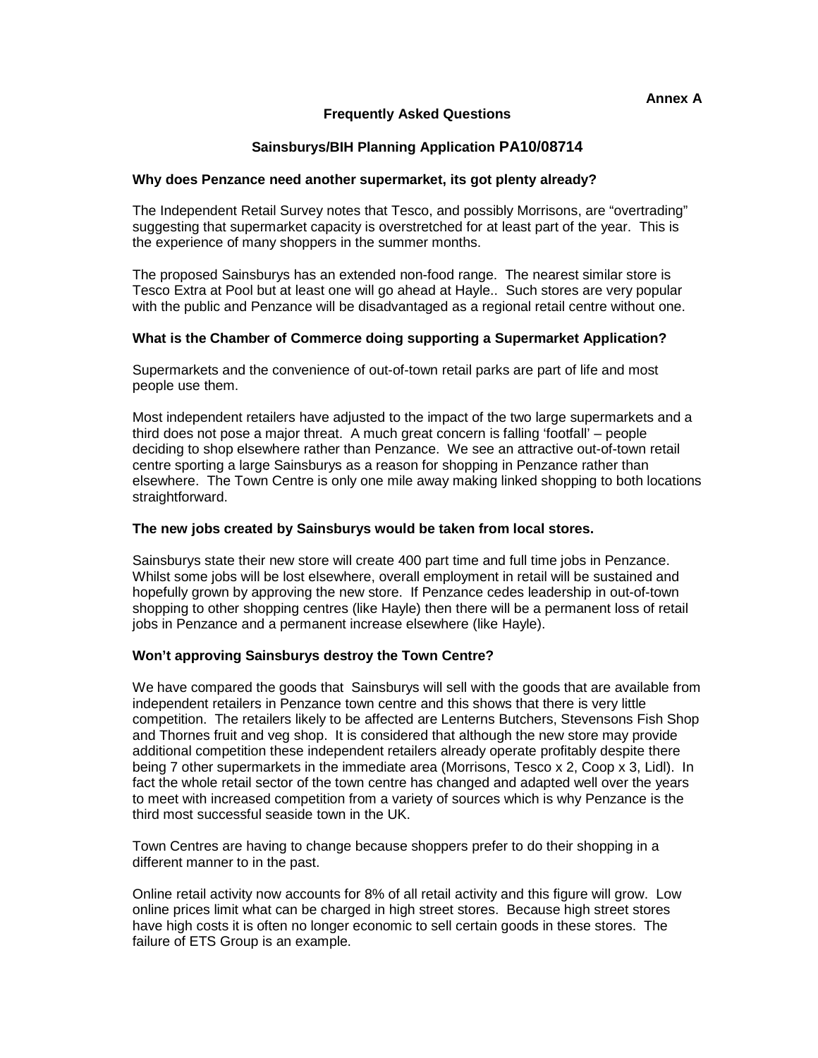**Annex A**

## Frequently Asked Questions

### Sainsburys/BIH Planning Application PA10/08714

**Why does Penzance need another supermarket, its got plenty already?**

The Independent Retail Survey notes that Tesco, and possibly Morrisons, are "overtrading" suggesting that supermarket capacity is overstretched for at least part of the year. This is the experience of many shoppers in the summer months.

The proposed Sainsburys has an extended non-food range. The nearest similar store is Tesco Extra at Pool but at least one will go ahead at Hayle.. Such stores are very popular with the public and Penzance will be disadvantaged as a regional retail centre without one.

**What is the Chamber of Commerce doing supporting a Supermarket Application?**

Supermarkets and the convenience of out-of-town retail parks are part of life and most people use them.

Most independent retailers have adjusted to the impact of the two large supermarkets and a third does not pose a major threat. A much great concern is falling 'footfall' – people deciding to shop elsewhere rather than Penzance. We see an attractive out-of-town retail centre sporting a large Sainsburys as a reason for shopping in Penzance rather than elsewhere. The Town Centre is only one mile away making linked shopping to both locations straightforward.

**The new jobs created by Sainsburys would be taken from local stores.**

Sainsburys state their new store will create 400 part time and full time jobs in Penzance. Whilst some jobs will be lost elsewhere, overall employment in retail will be sustained and hopefully grown by approving the new store. If Penzance cedes leadership in out-of-town shopping to other shopping centres (like Hayle) then there will be a permanent loss of retail jobs in Penzance and a permanent increase elsewhere (like Hayle).

**Won't approving Sainsburys destroy the Town Centre?**

We have compared the goods that Sainsburys will sell with the goods that are available from independent retailers in Penzance town centre and this shows that there is very little competition. The retailers likely to be affected are Lenterns Butchers, Stevensons Fish Shop and Thornes fruit and veg shop. It is considered that although the new store may provide additional competition these independent retailers already operate profitably despite there being 7 other supermarkets in the immediate area (Morrisons, Tesco x 2, Coop x 3, Lidl). In fact the whole retail sector of the town centre has changed and adapted well over the years to meet with increased competition from a variety of sources which is why Penzance is the third most successful seaside town in the UK.

Town Centres are having to change because shoppers prefer to do their shopping in a different manner to in the past.

Online retail activity now accounts for 8% of all retail activity and this figure will grow. Low online prices limit what can be charged in high street stores. Because high street stores have high costs it is often no longer economic to sell certain goods in these stores. The failure of ETS Group is an example.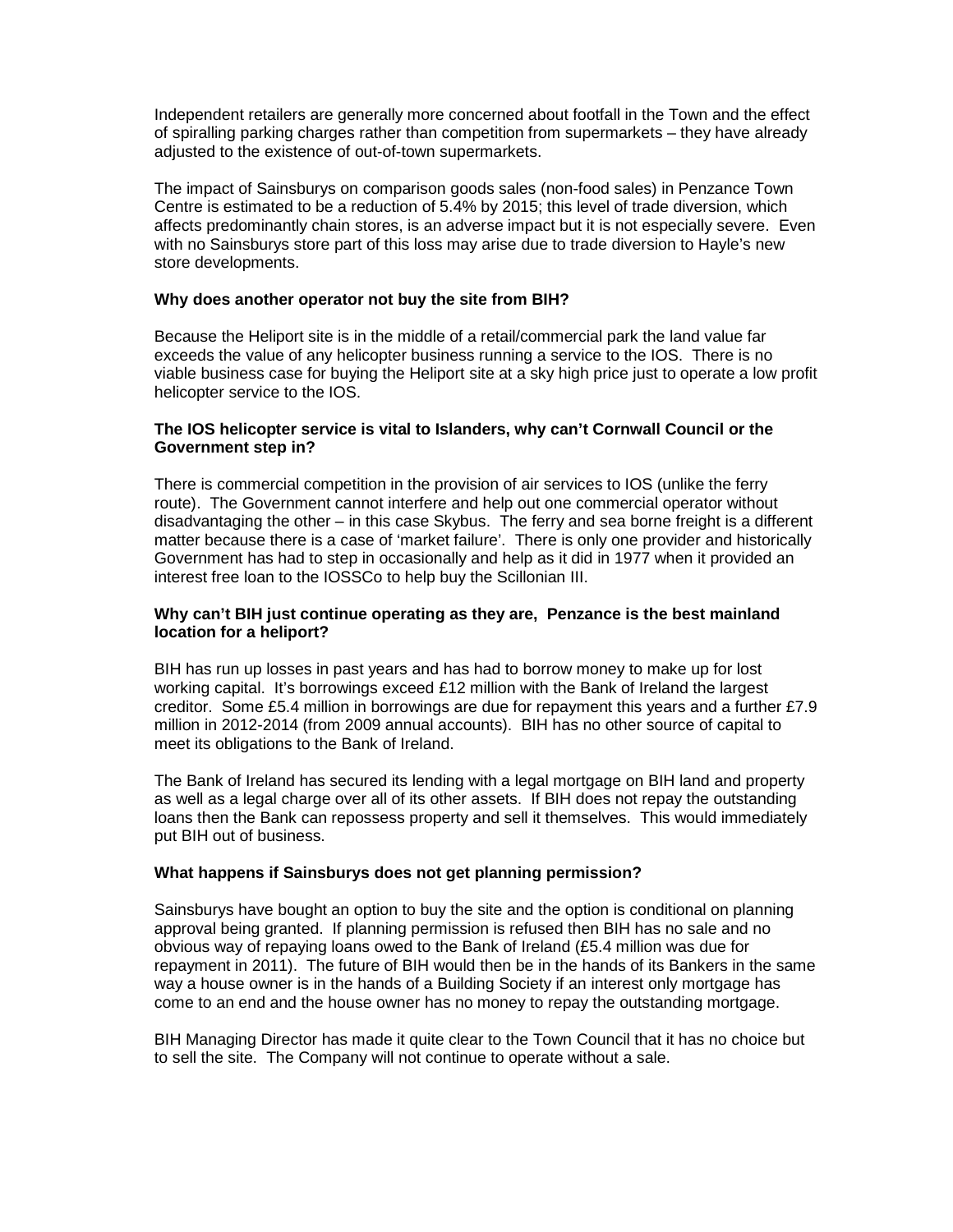Independent retailers are generally more concerned about footfall in the Town and the effect of spiralling parking charges rather than competition from supermarkets – they have already adjusted to the existence of out-of-town supermarkets.

The impact of Sainsburys on comparison goods sales (non-food sales) in Penzance Town Centre is estimated to be a reduction of 5.4% by 2015; this level of trade diversion, which affects predominantly chain stores, is an adverse impact but it is not especially severe. Even with no Sainsburys store part of this loss may arise due to trade diversion to Hayle's new store developments.

**Why does another operator not buy the site from BIH?**

Because the Heliport site is in the middle of a retail/commercial park the land value far exceeds the value of any helicopter business running a service to the IOS. There is no viable business case for buying the Heliport site at a sky high price just to operate a low profit helicopter service to the IOS.

**The IOS helicopter service is vital to Islanders, why can't Cornwall Council or the Government step in?**

There is commercial competition in the provision of air services to IOS (unlike the ferry route). The Government cannot interfere and help out one commercial operator without disadvantaging the other – in this case Skybus. The ferry and sea borne freight is a different matter because there is a case of 'market failure'. There is only one provider and historically Government has had to step in occasionally and help as it did in 1977 when it provided an interest free loan to the IOSSCo to help buy the Scillonian III.

**Why can't BIH just continue operating as they are, Penzance is the best mainland location for a heliport?**

BIH has run up losses in past years and has had to borrow money to make up for lost working capital. It's borrowings exceed £12 million with the Bank of Ireland the largest creditor. Some £5.4 million in borrowings are due for repayment this years and a further £7.9 million in 2012-2014 (from 2009 annual accounts). BIH has no other source of capital to meet its obligations to the Bank of Ireland.

The Bank of Ireland has secured its lending with a legal mortgage on BIH land and property as well as a legal charge over all of its other assets. If BIH does not repay the outstanding loans then the Bank can repossess property and sell it themselves. This would immediately put BIH out of business.

**What happens if Sainsburys does not get planning permission?**

Sainsburys have bought an option to buy the site and the option is conditional on planning approval being granted. If planning permission is refused then BIH has no sale and no obvious way of repaying loans owed to the Bank of Ireland (£5.4 million was due for repayment in 2011). The future of BIH would then be in the hands of its Bankers in the same way a house owner is in the hands of a Building Society if an interest only mortgage has come to an end and the house owner has no money to repay the outstanding mortgage.

BIH Managing Director has made it quite clear to the Town Council that it has no choice but to sell the site. The Company will not continue to operate without a sale.